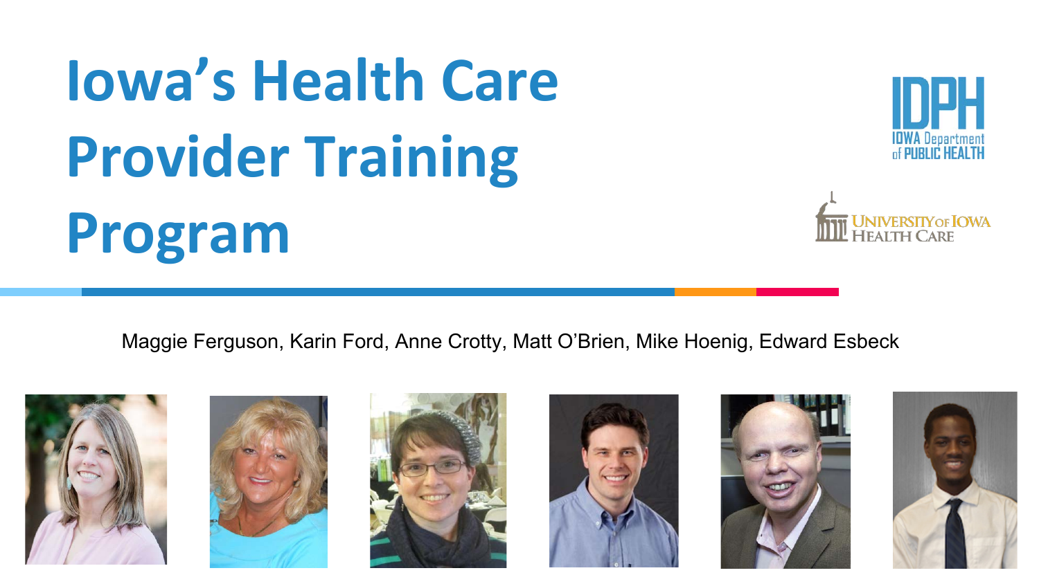# Iowa's Health Care Provider Training Program

IDPH IOWA Department of PUBLIC HEALTH

UNIVERSITY OF IOWA HEALTH CARE

Maggie Ferguson, Karin Ford, Anne Crotty, Matt O'Brien, Mike Hoenig, Edward Esbeck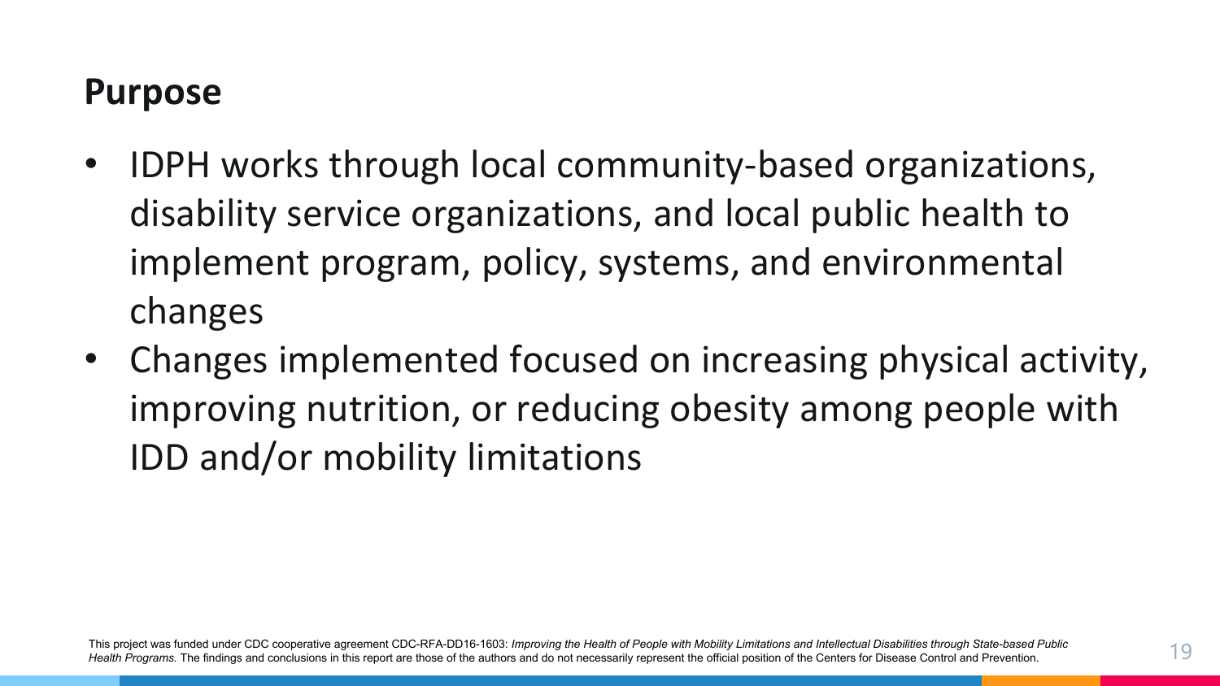## Purpose

- IDPH works through local community-based organizations, disability service organizations, and local public health to implement program, policy, systems, and environmental changes
- Changes implemented focused on increasing physical activity, improving nutrition, or reducing obesity among people with IDD and/or mobility limitations

This project was funded under CDC cooperative agreement CDC-RFA-DD16-1603: *Improving the Health of People with Mobility Limitations and Intellectual Disabilities through State-based Public Health Programs.* The findings and conclusions in this report are those of the authors and do not necessarily represent the official position of the Centers for Disease Control and Prevention.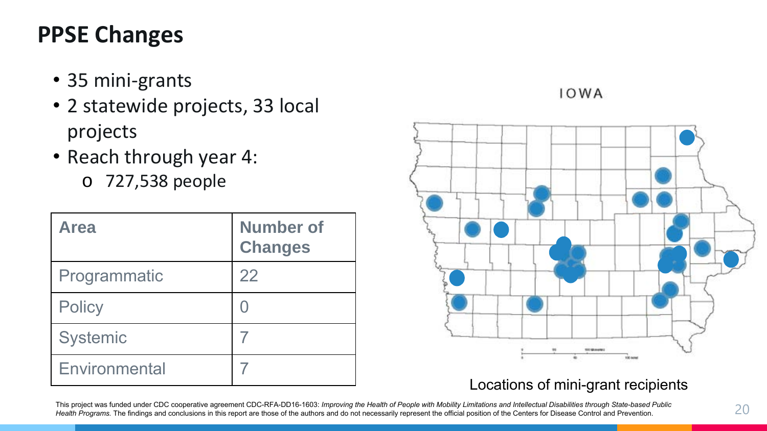# PPSE Changes

- 35 mini-grants
- 2 statewide projects, 33 local projects
- Reach through year 4:
  - 727,538 people

| Area | Number of Changes |
| --- | --- |
| Programmatic | 22 |
| Policy | 0 |
| Systemic | 7 |
| Environmental | 7 |

IOWA

Locations of mini-grant recipients

This project was funded under CDC cooperative agreement CDC-RFA-DD16-1603: *Improving the Health of People with Mobility Limitations and Intellectual Disabilities through State-based Public Health Programs.* The findings and conclusions in this report are those of the authors and do not necessarily represent the official position of the Centers for Disease Control and Prevention.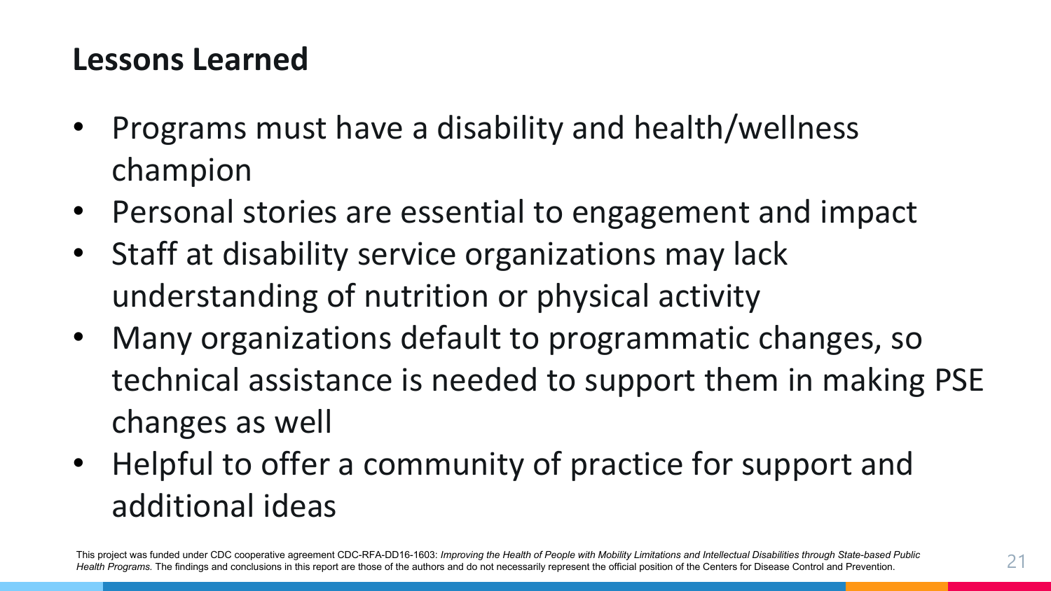## Lessons Learned

- Programs must have a disability and health/wellness champion
- Personal stories are essential to engagement and impact
- Staff at disability service organizations may lack understanding of nutrition or physical activity
- Many organizations default to programmatic changes, so technical assistance is needed to support them in making PSE changes as well
- Helpful to offer a community of practice for support and additional ideas

This project was funded under CDC cooperative agreement CDC-RFA-DD16-1603: *Improving the Health of People with Mobility Limitations and Intellectual Disabilities through State-based Public Health Programs.* The findings and conclusions in this report are those of the authors and do not necessarily represent the official position of the Centers for Disease Control and Prevention.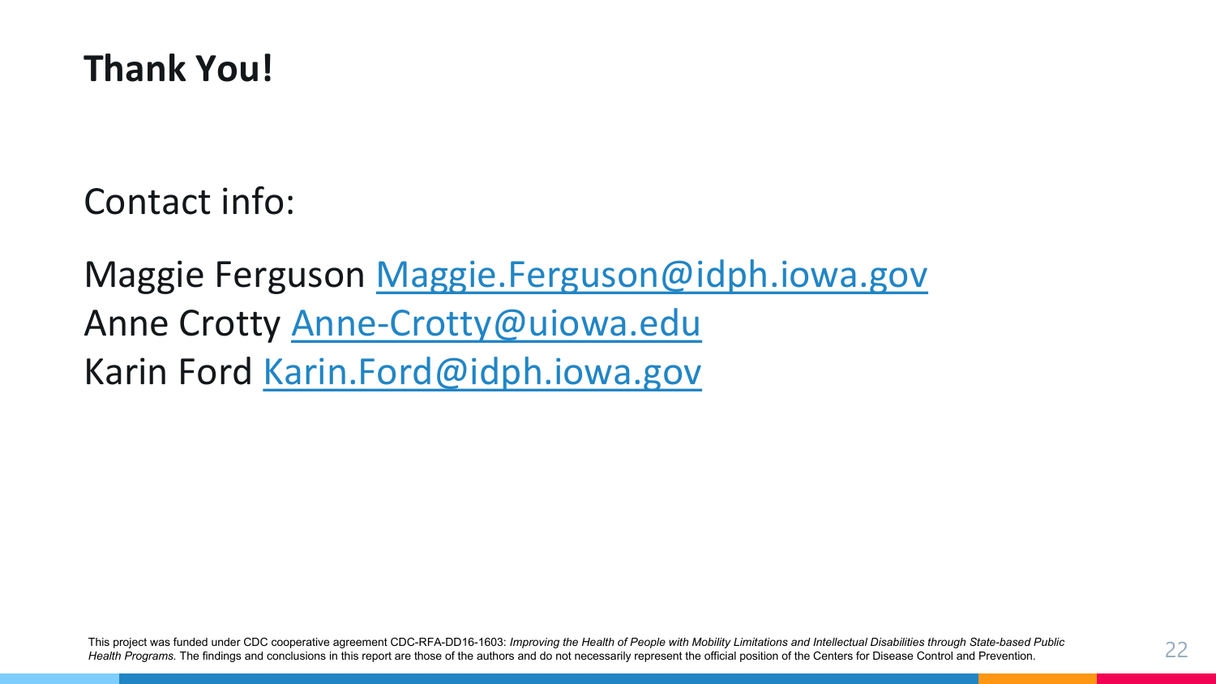# Thank You!

Contact info:

Maggie Ferguson [Maggie.Ferguson@idph.iowa.gov](mailto:Maggie.Ferguson@idph.iowa.gov)
Anne Crotty [Anne-Crotty@uiowa.edu](mailto:Anne-Crotty@uiowa.edu)
Karin Ford [Karin.Ford@idph.iowa.gov](mailto:Karin.Ford@idph.iowa.gov)

This project was funded under CDC cooperative agreement CDC-RFA-DD16-1603: *Improving the Health of People with Mobility Limitations and Intellectual Disabilities through State-based Public Health Programs.* The findings and conclusions in this report are those of the authors and do not necessarily represent the official position of the Centers for Disease Control and Prevention.